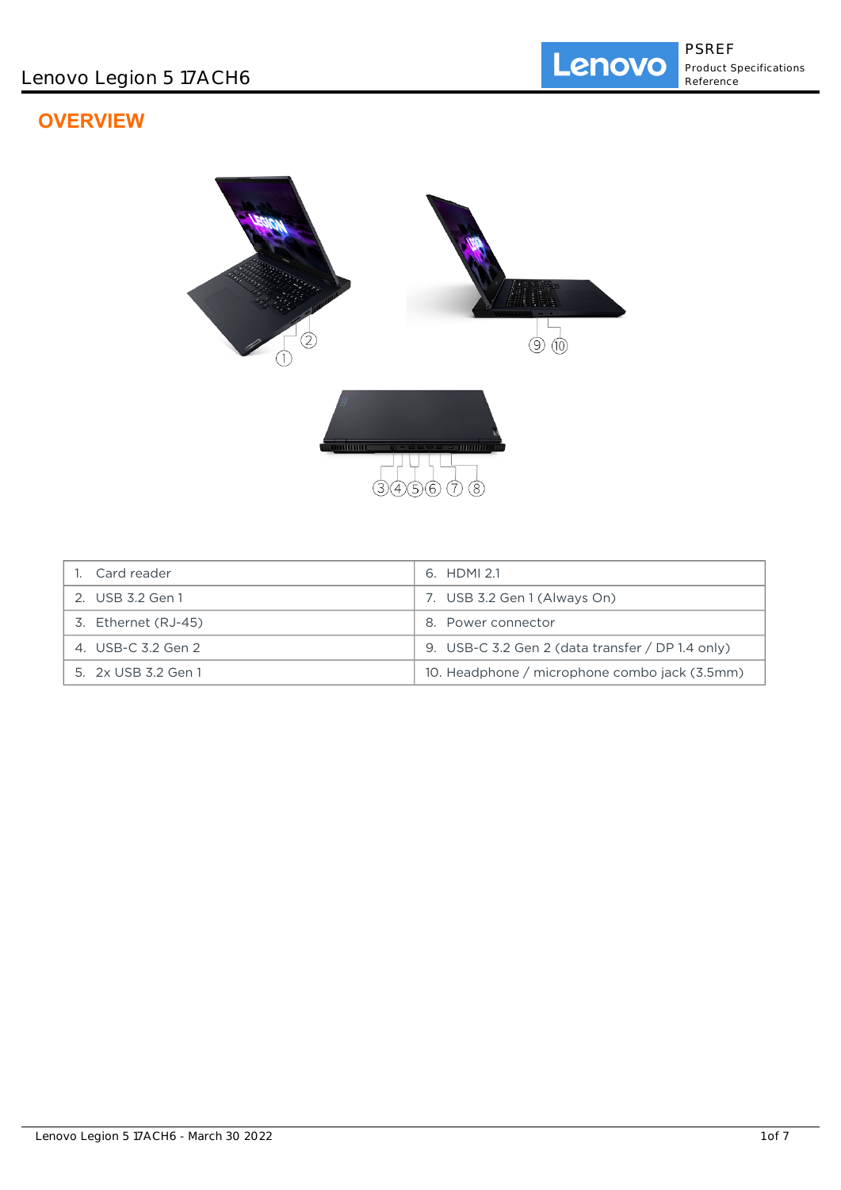# OVERVIEW

| 1. Card reader | 6. HDMI 2.1 |
|---|---|
| 2. USB 3.2 Gen 1 | 7. USB 3.2 Gen 1 (Always On) |
| 3. Ethernet (RJ-45) | 8. Power connector |
| 4. USB-C 3.2 Gen 2 | 9. USB-C 3.2 Gen 2 (data transfer / DP 1.4 only) |
| 5. 2x USB 3.2 Gen 1 | 10. Headphone / microphone combo jack (3.5mm) |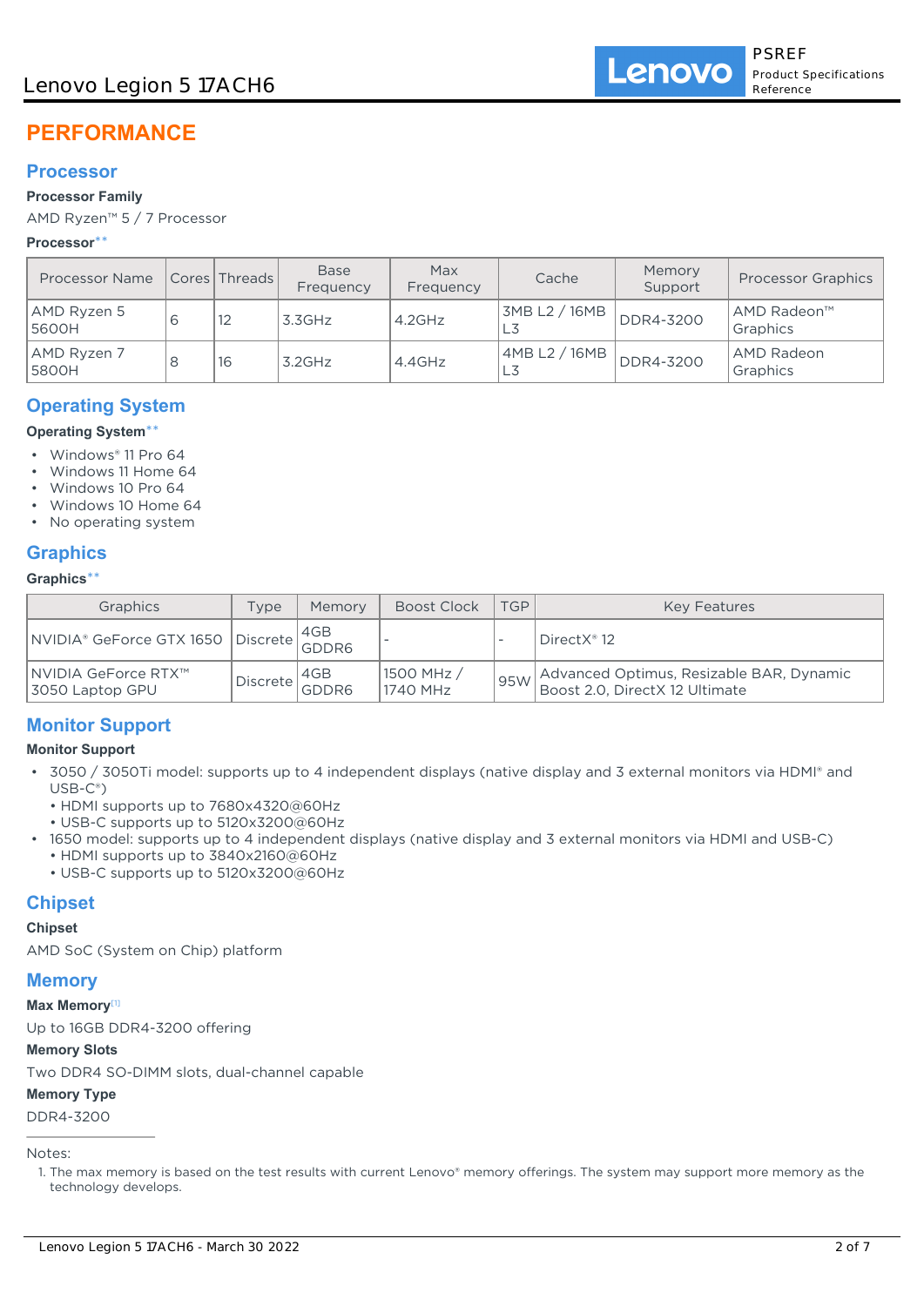# PERFORMANCE

## Processor

**Processor Family**

AMD Ryzen™ 5 / 7 Processor

**Processor****

| Processor Name | Cores | Threads | Base Frequency | Max Frequency | Cache | Memory Support | Processor Graphics |
|---|---|---|---|---|---|---|---|
| AMD Ryzen 5 5600H | 6 | 12 | 3.3GHz | 4.2GHz | 3MB L2 / 16MB L3 | DDR4-3200 | AMD Radeon™ Graphics |
| AMD Ryzen 7 5800H | 8 | 16 | 3.2GHz | 4.4GHz | 4MB L2 / 16MB L3 | DDR4-3200 | AMD Radeon Graphics |

## Operating System

**Operating System****

- Windows® 11 Pro 64
- Windows 11 Home 64
- Windows 10 Pro 64
- Windows 10 Home 64
- No operating system

## Graphics

**Graphics****

| Graphics | Type | Memory | Boost Clock | TGP | Key Features |
|---|---|---|---|---|---|
| NVIDIA® GeForce GTX 1650 | Discrete | 4GB GDDR6 | - | - | DirectX® 12 |
| NVIDIA GeForce RTX™ 3050 Laptop GPU | Discrete | 4GB GDDR6 | 1500 MHz / 1740 MHz | 95W | Advanced Optimus, Resizable BAR, Dynamic Boost 2.0, DirectX 12 Ultimate |

## Monitor Support

**Monitor Support**

- 3050 / 3050Ti model: supports up to 4 independent displays (native display and 3 external monitors via HDMI® and USB-C®)
  - HDMI supports up to 7680x4320@60Hz
  - USB-C supports up to 5120x3200@60Hz
- 1650 model: supports up to 4 independent displays (native display and 3 external monitors via HDMI and USB-C)
  - HDMI supports up to 3840x2160@60Hz
  - USB-C supports up to 5120x3200@60Hz

## Chipset

**Chipset**

AMD SoC (System on Chip) platform

## Memory

**Max Memory**[1]

Up to 16GB DDR4-3200 offering

**Memory Slots**

Two DDR4 SO-DIMM slots, dual-channel capable

**Memory Type**

DDR4-3200

---

Notes:

1. The max memory is based on the test results with current Lenovo® memory offerings. The system may support more memory as the technology develops.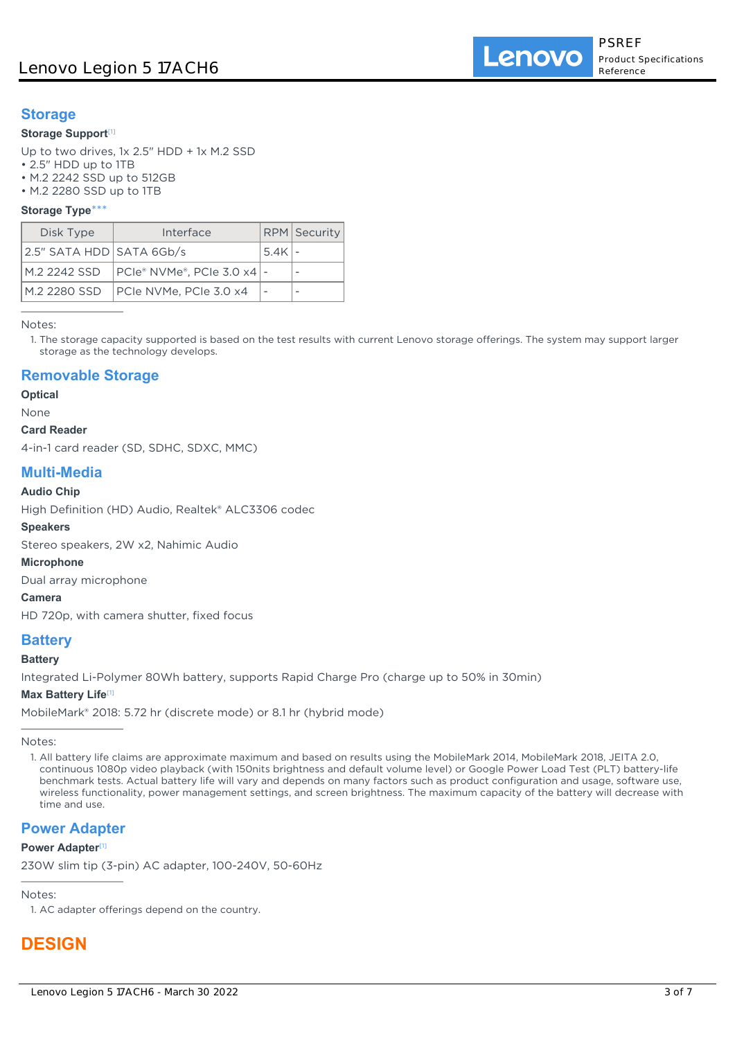## Storage

### Storage Support[1]

Up to two drives, 1x 2.5" HDD + 1x M.2 SSD
• 2.5" HDD up to 1TB
• M.2 2242 SSD up to 512GB
• M.2 2280 SSD up to 1TB

### Storage Type***

| Disk Type | Interface | RPM | Security |
|---|---|---|---|
| 2.5" SATA HDD | SATA 6Gb/s | 5.4K | - |
| M.2 2242 SSD | PCIe® NVMe®, PCIe 3.0 x4 | - | - |
| M.2 2280 SSD | PCIe NVMe, PCIe 3.0 x4 | - | - |

Notes:

1. The storage capacity supported is based on the test results with current Lenovo storage offerings. The system may support larger storage as the technology develops.

## Removable Storage

### Optical

None

### Card Reader

4-in-1 card reader (SD, SDHC, SDXC, MMC)

## Multi-Media

### Audio Chip

High Definition (HD) Audio, Realtek® ALC3306 codec

### Speakers

Stereo speakers, 2W x2, Nahimic Audio

### Microphone

Dual array microphone

### Camera

HD 720p, with camera shutter, fixed focus

## Battery

### Battery

Integrated Li-Polymer 80Wh battery, supports Rapid Charge Pro (charge up to 50% in 30min)

### Max Battery Life[1]

MobileMark® 2018: 5.72 hr (discrete mode) or 8.1 hr (hybrid mode)

Notes:

1. All battery life claims are approximate maximum and based on results using the MobileMark 2014, MobileMark 2018, JEITA 2.0, continuous 1080p video playback (with 150nits brightness and default volume level) or Google Power Load Test (PLT) battery-life benchmark tests. Actual battery life will vary and depends on many factors such as product configuration and usage, software use, wireless functionality, power management settings, and screen brightness. The maximum capacity of the battery will decrease with time and use.

## Power Adapter

### Power Adapter[1]

230W slim tip (3-pin) AC adapter, 100-240V, 50-60Hz

Notes:

1. AC adapter offerings depend on the country.

# DESIGN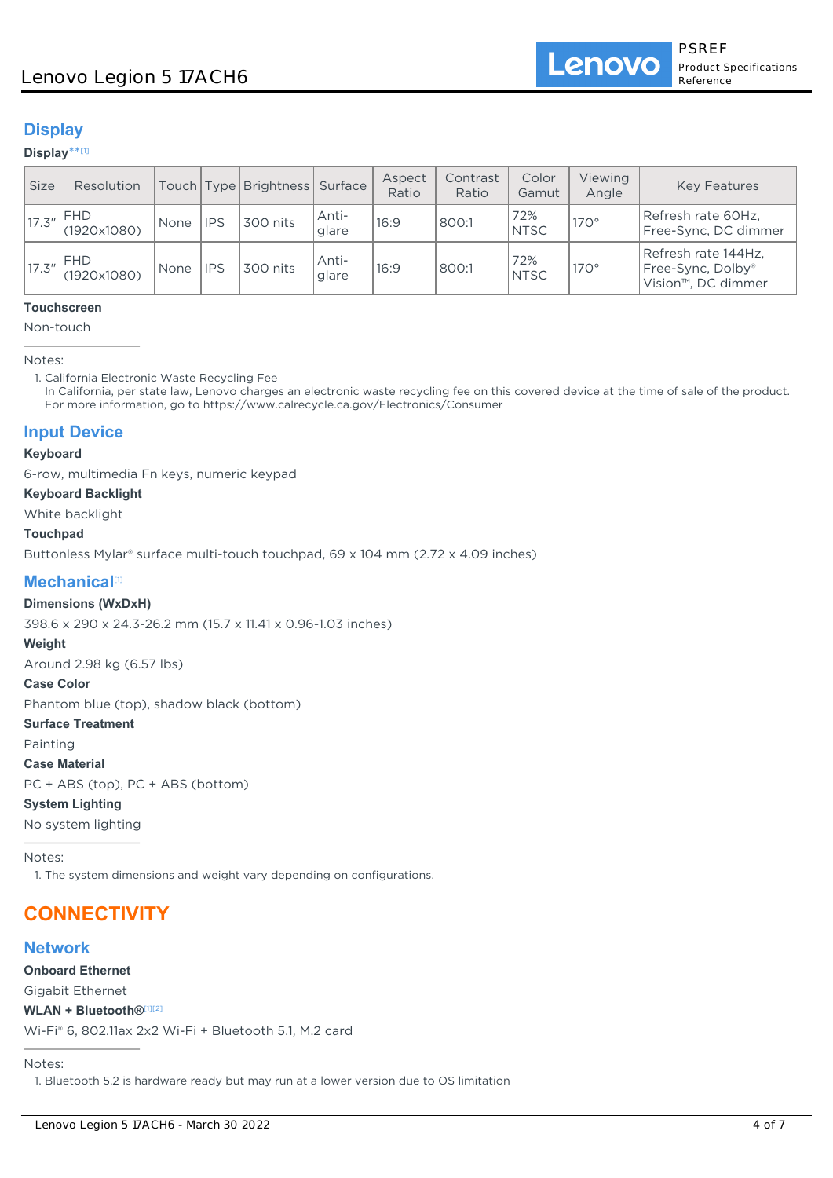## Display

**Display**[**][1]

| Size | Resolution | Touch | Type | Brightness | Surface | Aspect Ratio | Contrast Ratio | Color Gamut | Viewing Angle | Key Features |
|---|---|---|---|---|---|---|---|---|---|---|
| 17.3" | FHD (1920x1080) | None | IPS | 300 nits | Anti-glare | 16:9 | 800:1 | 72% NTSC | 170° | Refresh rate 60Hz, Free-Sync, DC dimmer |
| 17.3" | FHD (1920x1080) | None | IPS | 300 nits | Anti-glare | 16:9 | 800:1 | 72% NTSC | 170° | Refresh rate 144Hz, Free-Sync, Dolby® Vision™, DC dimmer |

**Touchscreen**

Non-touch

Notes:

1. California Electronic Waste Recycling Fee
   In California, per state law, Lenovo charges an electronic waste recycling fee on this covered device at the time of sale of the product. For more information, go to https://www.calrecycle.ca.gov/Electronics/Consumer

## Input Device

**Keyboard**

6-row, multimedia Fn keys, numeric keypad

**Keyboard Backlight**

White backlight

**Touchpad**

Buttonless Mylar® surface multi-touch touchpad, 69 x 104 mm (2.72 x 4.09 inches)

## Mechanical[1]

**Dimensions (WxDxH)**

398.6 x 290 x 24.3-26.2 mm (15.7 x 11.41 x 0.96-1.03 inches)

**Weight**

Around 2.98 kg (6.57 lbs)

**Case Color**

Phantom blue (top), shadow black (bottom)

**Surface Treatment**

Painting

**Case Material**

PC + ABS (top), PC + ABS (bottom)

**System Lighting**

No system lighting

Notes:

1. The system dimensions and weight vary depending on configurations.

# CONNECTIVITY

## Network

**Onboard Ethernet**

Gigabit Ethernet

**WLAN + Bluetooth®**[1][2]

Wi-Fi® 6, 802.11ax 2x2 Wi-Fi + Bluetooth 5.1, M.2 card

Notes:

1. Bluetooth 5.2 is hardware ready but may run at a lower version due to OS limitation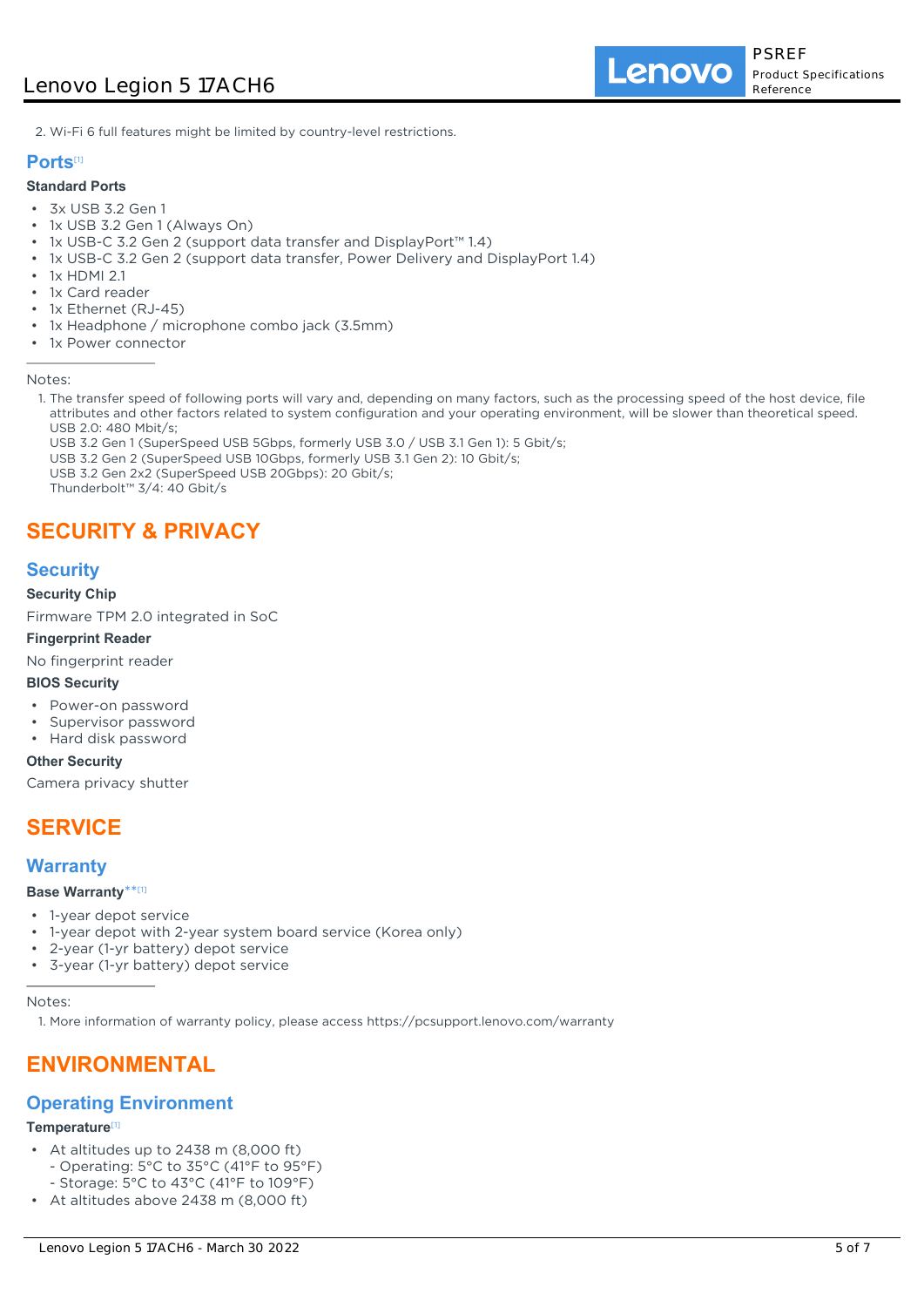2. Wi-Fi 6 full features might be limited by country-level restrictions.

## Ports[1]

**Standard Ports**

- 3x USB 3.2 Gen 1
- 1x USB 3.2 Gen 1 (Always On)
- 1x USB-C 3.2 Gen 2 (support data transfer and DisplayPort™ 1.4)
- 1x USB-C 3.2 Gen 2 (support data transfer, Power Delivery and DisplayPort 1.4)
- 1x HDMI 2.1
- 1x Card reader
- 1x Ethernet (RJ-45)
- 1x Headphone / microphone combo jack (3.5mm)
- 1x Power connector

Notes:

1. The transfer speed of following ports will vary and, depending on many factors, such as the processing speed of the host device, file attributes and other factors related to system configuration and your operating environment, will be slower than theoretical speed.
   USB 2.0: 480 Mbit/s;
   USB 3.2 Gen 1 (SuperSpeed USB 5Gbps, formerly USB 3.0 / USB 3.1 Gen 1): 5 Gbit/s;
   USB 3.2 Gen 2 (SuperSpeed USB 10Gbps, formerly USB 3.1 Gen 2): 10 Gbit/s;
   USB 3.2 Gen 2x2 (SuperSpeed USB 20Gbps): 20 Gbit/s;
   Thunderbolt™ 3/4: 40 Gbit/s

# SECURITY & PRIVACY

## Security

**Security Chip**

Firmware TPM 2.0 integrated in SoC

**Fingerprint Reader**

No fingerprint reader

**BIOS Security**

- Power-on password
- Supervisor password
- Hard disk password

**Other Security**

Camera privacy shutter

# SERVICE

## Warranty

**Base Warranty****[1]

- 1-year depot service
- 1-year depot with 2-year system board service (Korea only)
- 2-year (1-yr battery) depot service
- 3-year (1-yr battery) depot service

Notes:

1. More information of warranty policy, please access https://pcsupport.lenovo.com/warranty

# ENVIRONMENTAL

## Operating Environment

**Temperature**[1]

- At altitudes up to 2438 m (8,000 ft)
  - Operating: 5°C to 35°C (41°F to 95°F)
  - Storage: 5°C to 43°C (41°F to 109°F)
- At altitudes above 2438 m (8,000 ft)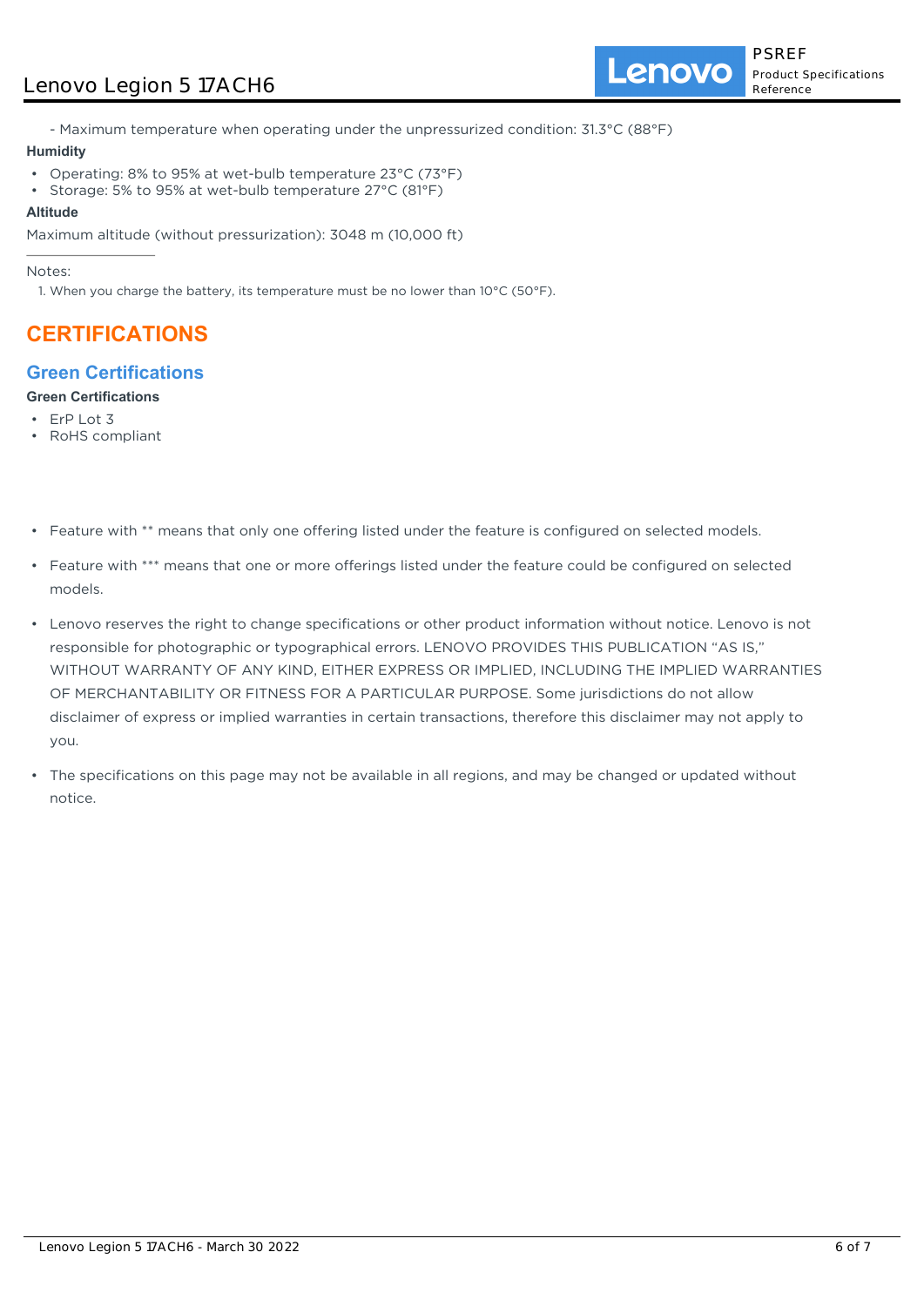- Maximum temperature when operating under the unpressurized condition: 31.3°C (88°F)

**Humidity**

- Operating: 8% to 95% at wet-bulb temperature 23°C (73°F)
- Storage: 5% to 95% at wet-bulb temperature 27°C (81°F)

**Altitude**

Maximum altitude (without pressurization): 3048 m (10,000 ft)

---

Notes:

1. When you charge the battery, its temperature must be no lower than 10°C (50°F).

# CERTIFICATIONS

## Green Certifications

**Green Certifications**

- ErP Lot 3
- RoHS compliant

- Feature with ** means that only one offering listed under the feature is configured on selected models.
- Feature with *** means that one or more offerings listed under the feature could be configured on selected models.
- Lenovo reserves the right to change specifications or other product information without notice. Lenovo is not responsible for photographic or typographical errors. LENOVO PROVIDES THIS PUBLICATION "AS IS," WITHOUT WARRANTY OF ANY KIND, EITHER EXPRESS OR IMPLIED, INCLUDING THE IMPLIED WARRANTIES OF MERCHANTABILITY OR FITNESS FOR A PARTICULAR PURPOSE. Some jurisdictions do not allow disclaimer of express or implied warranties in certain transactions, therefore this disclaimer may not apply to you.
- The specifications on this page may not be available in all regions, and may be changed or updated without notice.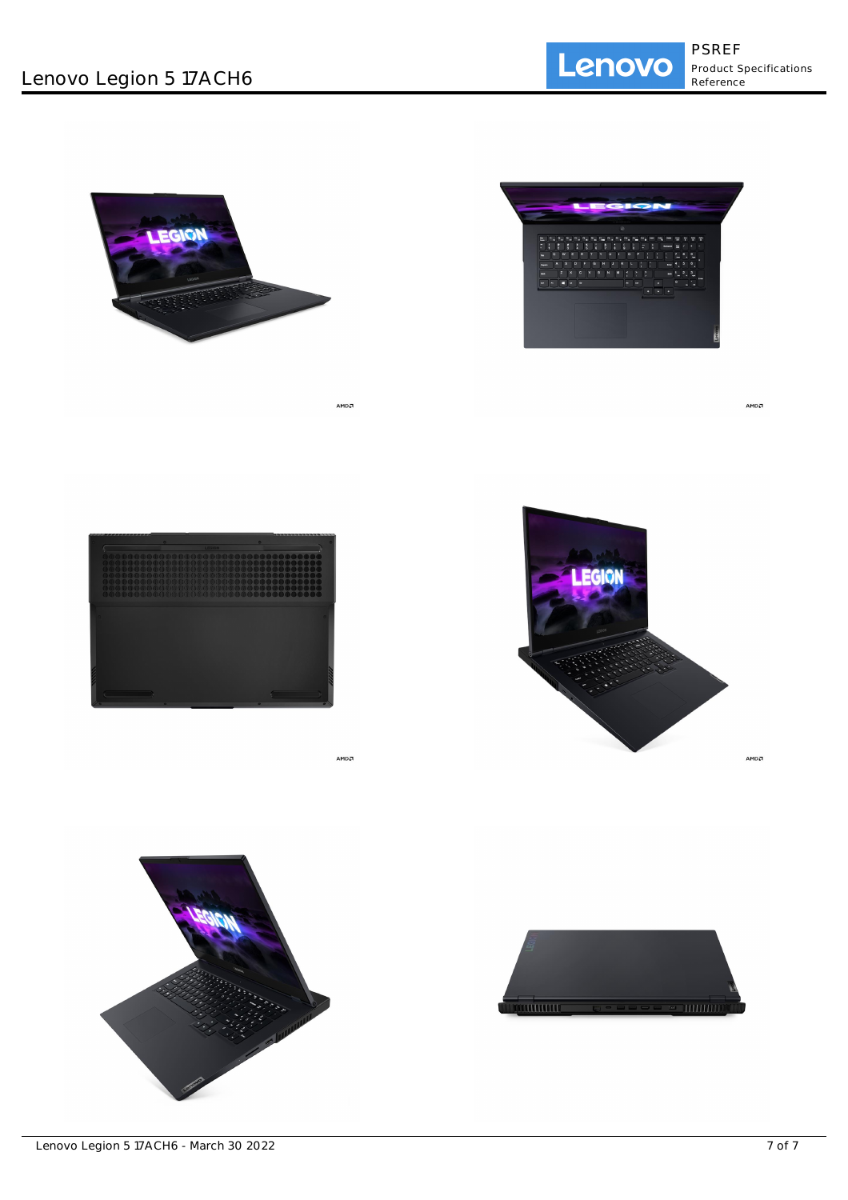AMD

AMD

AMD

AMD